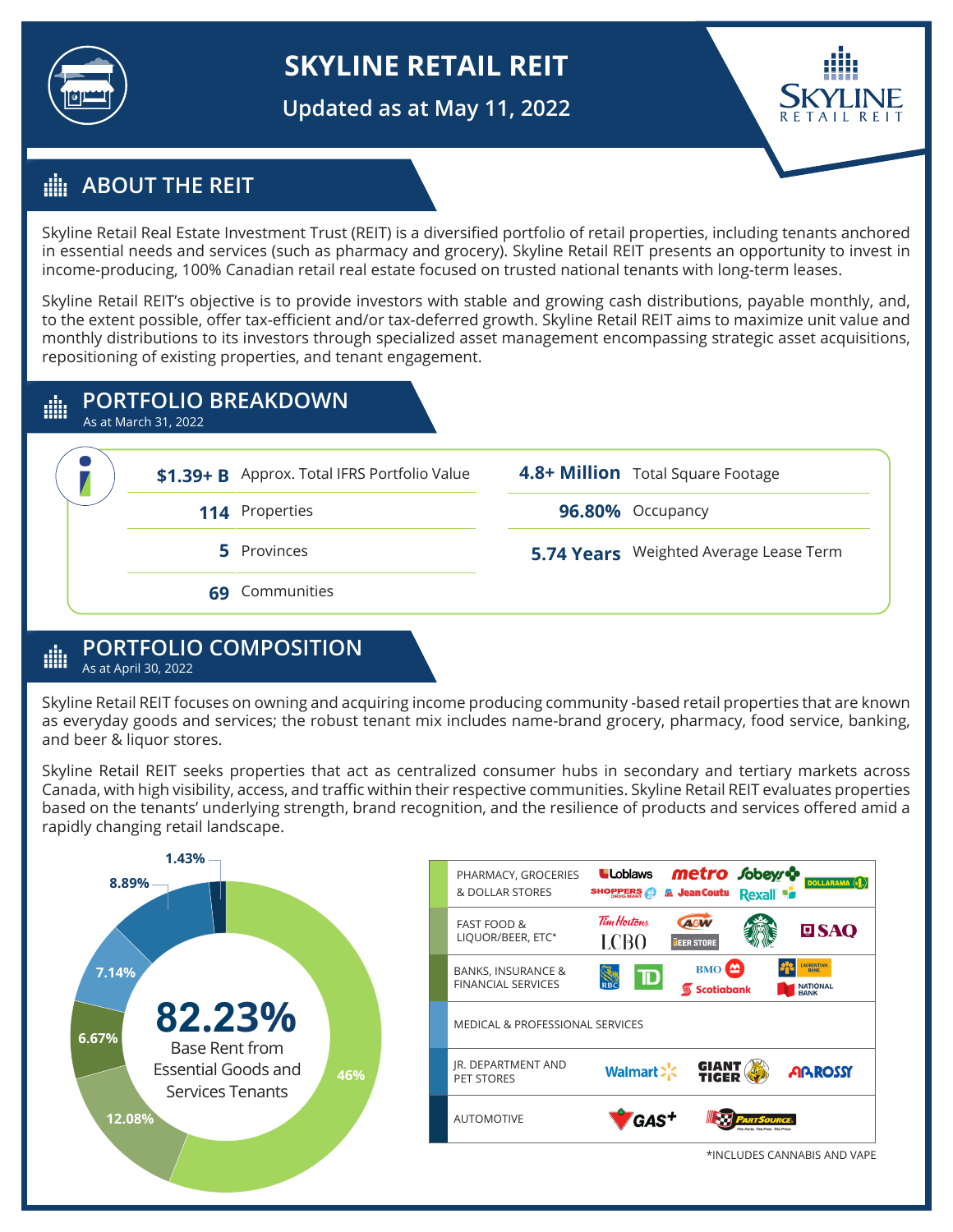# SKYLINE RETAIL REIT

Updated as at May 11, 2022

## ABOUT THE REIT

Skyline Retail Real Estate Investment Trust (REIT) is a diversified portfolio of retail properties, including tenants anchored in essential needs and services (such as pharmacy and grocery). Skyline Retail REIT presents an opportunity to invest in income-producing, 100% Canadian retail real estate focused on trusted national tenants with long-term leases.

Skyline Retail REIT's objective is to provide investors with stable and growing cash distributions, payable monthly, and, to the extent possible, offer tax-efficient and/or tax-deferred growth. Skyline Retail REIT aims to maximize unit value and monthly distributions to its investors through specialized asset management encompassing strategic asset acquisitions, repositioning of existing properties, and tenant engagement.

## PORTFOLIO BREAKDOWN

As at March 31, 2022

| | |
|---|---|
| **$1.39+ B** | Approx. Total IFRS Portfolio Value |
| **114** | Properties |
| **5** | Provinces |
| **69** | Communities |
| **4.8+ Million** | Total Square Footage |
| **96.80%** | Occupancy |
| **5.74 Years** | Weighted Average Lease Term |

## PORTFOLIO COMPOSITION

As at April 30, 2022

Skyline Retail REIT focuses on owning and acquiring income producing community -based retail properties that are known as everyday goods and services; the robust tenant mix includes name-brand grocery, pharmacy, food service, banking, and beer & liquor stores.

Skyline Retail REIT seeks properties that act as centralized consumer hubs in secondary and tertiary markets across Canada, with high visibility, access, and traffic within their respective communities. Skyline Retail REIT evaluates properties based on the tenants' underlying strength, brand recognition, and the resilience of products and services offered amid a rapidly changing retail landscape.

**82.23%** Base Rent from Essential Goods and Services Tenants

| Category | Share | Example Tenants |
|---|---|---|
| PHARMACY, GROCERIES & DOLLAR STORES | 46% | Loblaws, Shoppers Drug Mart, Metro, Jean Coutu, Sobeys, Rexall, Dollarama |
| FAST FOOD & LIQUOR/BEER, ETC* | 12.08% | Tim Hortons, LCBO, A&W, Beer Store, Starbucks, SAQ |
| BANKS, INSURANCE & FINANCIAL SERVICES | 6.67% | RBC, TD, BMO, Scotiabank, Laurentian Bank, National Bank |
| MEDICAL & PROFESSIONAL SERVICES | 7.14% | |
| JR. DEPARTMENT AND PET STORES | 8.89% | Walmart, Giant Tiger, Rossy |
| AUTOMOTIVE | 1.43% | Gas+, PartSource |

*INCLUDES CANNABIS AND VAPE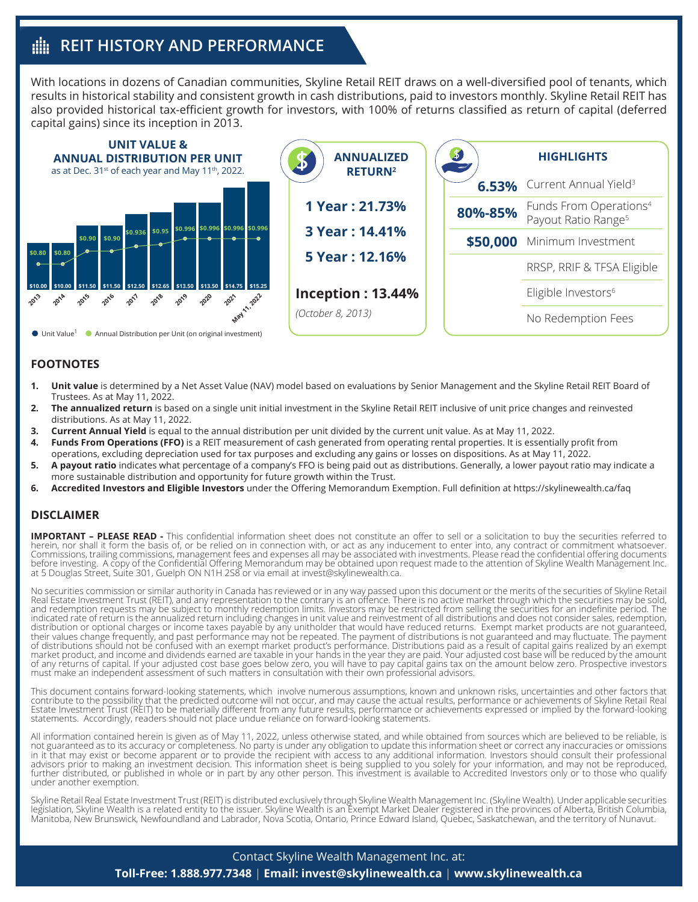## REIT HISTORY AND PERFORMANCE

With locations in dozens of Canadian communities, Skyline Retail REIT draws on a well-diversified pool of tenants, which results in historical stability and consistent growth in cash distributions, paid to investors monthly. Skyline Retail REIT has also provided historical tax-efficient growth for investors, with 100% of returns classified as return of capital (deferred capital gains) since its inception in 2013.

**UNIT VALUE & ANNUAL DISTRIBUTION PER UNIT**
as at Dec. 31st of each year and May 11th, 2022.

$0.80 $0.80 $0.90 $0.90 $0.936 $0.95 $0.996 $0.996 $0.996 $0.996

$10.00 $10.00 $11.50 $11.50 $12.50 $12.65 $13.50 $13.50 $14.75 $15.25

2013 2014 2015 2016 2017 2018 2019 2020 2021 May 11, 2022

Unit Value[1] Annual Distribution per Unit (on original investment)

**ANNUALIZED RETURN[2]**

**1 Year : 21.73%**

**3 Year : 14.41%**

**5 Year : 12.16%**

**Inception : 13.44%**

*(October 8, 2013)*

**HIGHLIGHTS**

| | |
|---|---|
| **6.53%** | Current Annual Yield[3] |
| **80%-85%** | Funds From Operations[4] Payout Ratio Range[5] |
| **$50,000** | Minimum Investment |
| | RRSP, RRIF & TFSA Eligible |
| | Eligible Investors[6] |
| | No Redemption Fees |

## FOOTNOTES

1. **Unit value** is determined by a Net Asset Value (NAV) model based on evaluations by Senior Management and the Skyline Retail REIT Board of Trustees. As at May 11, 2022.
2. **The annualized return** is based on a single unit initial investment in the Skyline Retail REIT inclusive of unit price changes and reinvested distributions. As at May 11, 2022.
3. **Current Annual Yield** is equal to the annual distribution per unit divided by the current unit value. As at May 11, 2022.
4. **Funds From Operations (FFO)** is a REIT measurement of cash generated from operating rental properties. It is essentially profit from operations, excluding depreciation used for tax purposes and excluding any gains or losses on dispositions. As at May 11, 2022.
5. **A payout ratio** indicates what percentage of a company's FFO is being paid out as distributions. Generally, a lower payout ratio may indicate a more sustainable distribution and opportunity for future growth within the Trust.
6. **Accredited Investors and Eligible Investors** under the Offering Memorandum Exemption. Full definition at https://skylinewealth.ca/faq

## DISCLAIMER

**IMPORTANT – PLEASE READ -** This confidential information sheet does not constitute an offer to sell or a solicitation to buy the securities referred to herein, nor shall it form the basis of, or be relied on in connection with, or act as any inducement to enter into, any contract or commitment whatsoever. Commissions, trailing commissions, management fees and expenses all may be associated with investments. Please read the confidential offering documents before investing. A copy of the Confidential Offering Memorandum may be obtained upon request made to the attention of Skyline Wealth Management Inc. at 5 Douglas Street, Suite 301, Guelph ON N1H 2S8 or via email at invest@skylinewealth.ca.

No securities commission or similar authority in Canada has reviewed or in any way passed upon this document or the merits of the securities of Skyline Retail Real Estate Investment Trust (REIT), and any representation to the contrary is an offence. There is no active market through which the securities may be sold, and redemption requests may be subject to monthly redemption limits. Investors may be restricted from selling the securities for an indefinite period. The indicated rate of return is the annualized return including changes in unit value and reinvestment of all distributions and does not consider sales, redemption, distribution or optional charges or income taxes payable by any unitholder that would have reduced returns. Exempt market products are not guaranteed, their values change frequently, and past performance may not be repeated. The payment of distributions is not guaranteed and may fluctuate. The payment of distributions should not be confused with an exempt market product's performance. Distributions paid as a result of capital gains realized by an exempt market product, and income and dividends earned are taxable in your hands in the year they are paid. Your adjusted cost base will be reduced by the amount of any returns of capital. If your adjusted cost base goes below zero, you will have to pay capital gains tax on the amount below zero. Prospective investors must make an independent assessment of such matters in consultation with their own professional advisors.

This document contains forward-looking statements, which involve numerous assumptions, known and unknown risks, uncertainties and other factors that contribute to the possibility that the predicted outcome will not occur, and may cause the actual results, performance or achievements of Skyline Retail Real Estate Investment Trust (REIT) to be materially different from any future results, performance or achievements expressed or implied by the forward-looking statements. Accordingly, readers should not place undue reliance on forward-looking statements.

All information contained herein is given as of May 11, 2022, unless otherwise stated, and while obtained from sources which are believed to be reliable, is not guaranteed as to its accuracy or completeness. No party is under any obligation to update this information sheet or correct any inaccuracies or omissions in it that may exist or become apparent or to provide the recipient with access to any additional information. Investors should consult their professional advisors prior to making an investment decision. This information sheet is being supplied to you solely for your information, and may not be reproduced, further distributed, or published in whole or in part by any other person. This investment is available to Accredited Investors only or to those who qualify under another exemption.

Skyline Retail Real Estate Investment Trust (REIT) is distributed exclusively through Skyline Wealth Management Inc. (Skyline Wealth). Under applicable securities legislation, Skyline Wealth is a related entity to the issuer. Skyline Wealth is an Exempt Market Dealer registered in the provinces of Alberta, British Columbia, Manitoba, New Brunswick, Newfoundland and Labrador, Nova Scotia, Ontario, Prince Edward Island, Quebec, Saskatchewan, and the territory of Nunavut.

Contact Skyline Wealth Management Inc. at:

**Toll-Free: 1.888.977.7348** | **Email: invest@skylinewealth.ca** | **www.skylinewealth.ca**